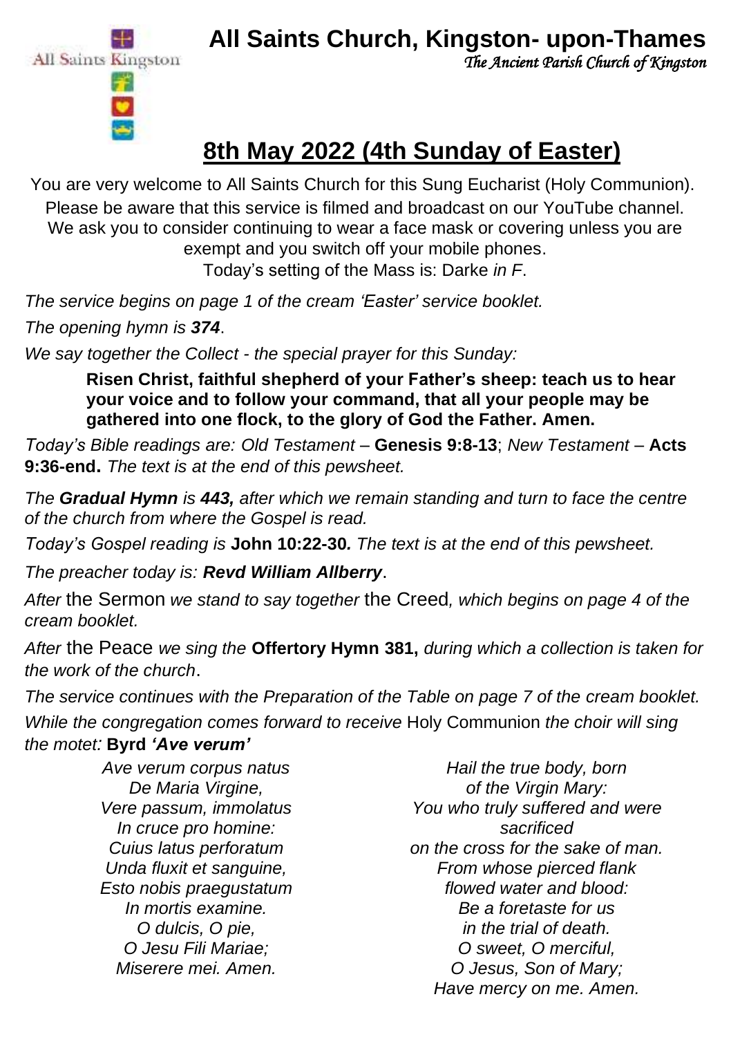# All Saints Church, Kingston- upon-Thames

*The Ancient Parish Church of Kingston*

All Saints Kingston

## 8th May 2022 (4th Sunday of Easter)

You are very welcome to All Saints Church for this Sung Eucharist (Holy Communion).
Please be aware that this service is filmed and broadcast on our YouTube channel.
We ask you to consider continuing to wear a face mask or covering unless you are exempt and you switch off your mobile phones.
Today's setting of the Mass is: Darke *in F*.

*The service begins on page 1 of the cream 'Easter' service booklet.*

*The opening hymn is* ***374***.

*We say together the Collect - the special prayer for this Sunday:*

> **Risen Christ, faithful shepherd of your Father's sheep: teach us to hear your voice and to follow your command, that all your people may be gathered into one flock, to the glory of God the Father. Amen.**

*Today's Bible readings are: Old Testament –* **Genesis 9:8-13**; *New Testament –* **Acts 9:36-end.** *The text is at the end of this pewsheet.*

*The* ***Gradual Hymn*** *is* ***443,*** *after which we remain standing and turn to face the centre of the church from where the Gospel is read.*

*Today's Gospel reading is* **John 10:22-30***. The text is at the end of this pewsheet.*

*The preacher today is:* ***Revd William Allberry***.

*After* the Sermon *we stand to say together* the Creed*, which begins on page 4 of the cream booklet.*

*After* the Peace *we sing the* **Offertory Hymn 381,** *during which a collection is taken for the work of the church*.

*The service continues with the Preparation of the Table on page 7 of the cream booklet.*

*While the congregation comes forward to receive* Holy Communion *the choir will sing the motet:* **Byrd** ***'Ave verum'***

*Ave verum corpus natus*
*De Maria Virgine,*
*Vere passum, immolatus*
*In cruce pro homine:*
*Cuius latus perforatum*
*Unda fluxit et sanguine,*
*Esto nobis praegustatum*
*In mortis examine.*
*O dulcis, O pie,*
*O Jesu Fili Mariae;*
*Miserere mei. Amen.*

*Hail the true body, born*
*of the Virgin Mary:*
*You who truly suffered and were sacrificed*
*on the cross for the sake of man.*
*From whose pierced flank*
*flowed water and blood:*
*Be a foretaste for us*
*in the trial of death.*
*O sweet, O merciful,*
*O Jesus, Son of Mary;*
*Have mercy on me. Amen.*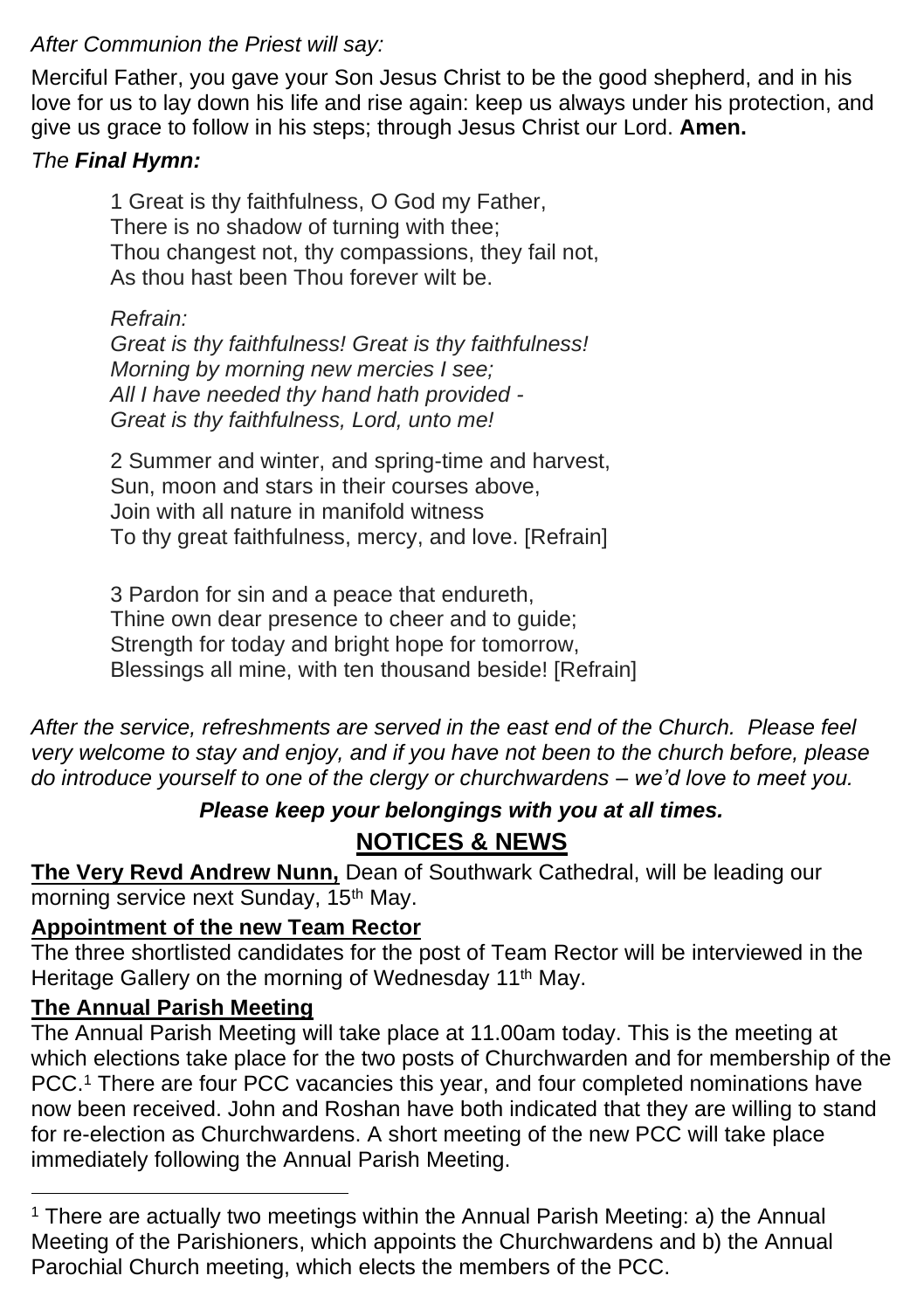*After Communion the Priest will say:*

Merciful Father, you gave your Son Jesus Christ to be the good shepherd, and in his love for us to lay down his life and rise again: keep us always under his protection, and give us grace to follow in his steps; through Jesus Christ our Lord. **Amen.**

*The* ***Final Hymn:***

1 Great is thy faithfulness, O God my Father,
There is no shadow of turning with thee;
Thou changest not, thy compassions, they fail not,
As thou hast been Thou forever wilt be.

*Refrain:*
*Great is thy faithfulness! Great is thy faithfulness!*
*Morning by morning new mercies I see;*
*All I have needed thy hand hath provided -*
*Great is thy faithfulness, Lord, unto me!*

2 Summer and winter, and spring-time and harvest,
Sun, moon and stars in their courses above,
Join with all nature in manifold witness
To thy great faithfulness, mercy, and love. [Refrain]

3 Pardon for sin and a peace that endureth,
Thine own dear presence to cheer and to guide;
Strength for today and bright hope for tomorrow,
Blessings all mine, with ten thousand beside! [Refrain]

*After the service, refreshments are served in the east end of the Church. Please feel very welcome to stay and enjoy, and if you have not been to the church before, please do introduce yourself to one of the clergy or churchwardens – we'd love to meet you.*

***Please keep your belongings with you at all times.***

## NOTICES & NEWS

**The Very Revd Andrew Nunn,** Dean of Southwark Cathedral, will be leading our morning service next Sunday, 15th May.

**Appointment of the new Team Rector**

The three shortlisted candidates for the post of Team Rector will be interviewed in the Heritage Gallery on the morning of Wednesday 11th May.

**The Annual Parish Meeting**

The Annual Parish Meeting will take place at 11.00am today. This is the meeting at which elections take place for the two posts of Churchwarden and for membership of the PCC.[1] There are four PCC vacancies this year, and four completed nominations have now been received. John and Roshan have both indicated that they are willing to stand for re-election as Churchwardens. A short meeting of the new PCC will take place immediately following the Annual Parish Meeting.

[1] There are actually two meetings within the Annual Parish Meeting: a) the Annual Meeting of the Parishioners, which appoints the Churchwardens and b) the Annual Parochial Church meeting, which elects the members of the PCC.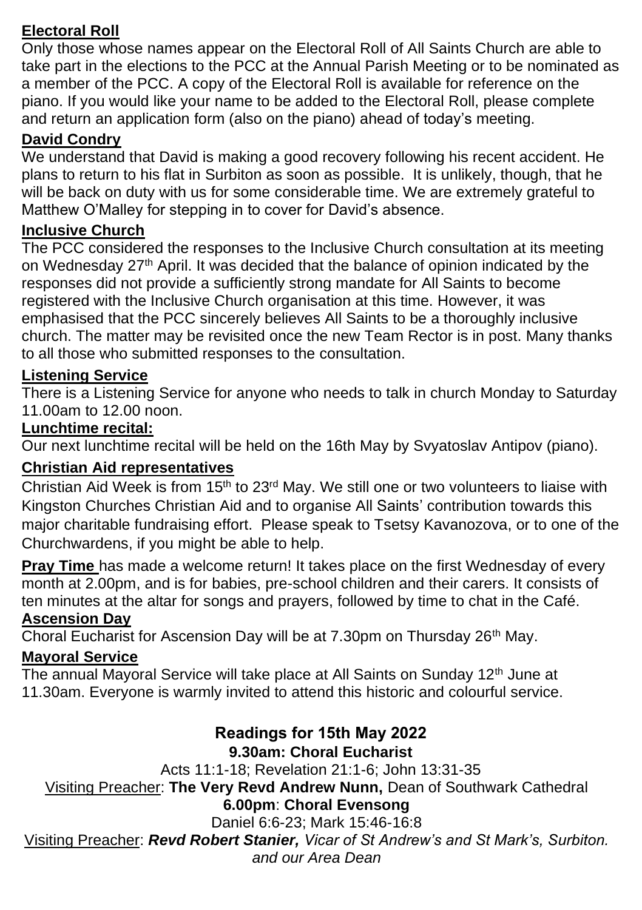**Electoral Roll**

Only those whose names appear on the Electoral Roll of All Saints Church are able to take part in the elections to the PCC at the Annual Parish Meeting or to be nominated as a member of the PCC. A copy of the Electoral Roll is available for reference on the piano. If you would like your name to be added to the Electoral Roll, please complete and return an application form (also on the piano) ahead of today's meeting.

**David Condry**

We understand that David is making a good recovery following his recent accident. He plans to return to his flat in Surbiton as soon as possible. It is unlikely, though, that he will be back on duty with us for some considerable time. We are extremely grateful to Matthew O'Malley for stepping in to cover for David's absence.

**Inclusive Church**

The PCC considered the responses to the Inclusive Church consultation at its meeting on Wednesday 27th April. It was decided that the balance of opinion indicated by the responses did not provide a sufficiently strong mandate for All Saints to become registered with the Inclusive Church organisation at this time. However, it was emphasised that the PCC sincerely believes All Saints to be a thoroughly inclusive church. The matter may be revisited once the new Team Rector is in post. Many thanks to all those who submitted responses to the consultation.

**Listening Service**

There is a Listening Service for anyone who needs to talk in church Monday to Saturday 11.00am to 12.00 noon.

**Lunchtime recital:**

Our next lunchtime recital will be held on the 16th May by Svyatoslav Antipov (piano).

**Christian Aid representatives**

Christian Aid Week is from 15th to 23rd May. We still one or two volunteers to liaise with Kingston Churches Christian Aid and to organise All Saints' contribution towards this major charitable fundraising effort. Please speak to Tsetsy Kavanozova, or to one of the Churchwardens, if you might be able to help.

**Pray Time** has made a welcome return! It takes place on the first Wednesday of every month at 2.00pm, and is for babies, pre-school children and their carers. It consists of ten minutes at the altar for songs and prayers, followed by time to chat in the Café.

**Ascension Day**

Choral Eucharist for Ascension Day will be at 7.30pm on Thursday 26th May.

**Mayoral Service**

The annual Mayoral Service will take place at All Saints on Sunday 12th June at 11.30am. Everyone is warmly invited to attend this historic and colourful service.

## Readings for 15th May 2022

**9.30am: Choral Eucharist**

Acts 11:1-18; Revelation 21:1-6; John 13:31-35

Visiting Preacher: **The Very Revd Andrew Nunn,** Dean of Southwark Cathedral

**6.00pm**: **Choral Evensong**

Daniel 6:6-23; Mark 15:46-16:8

Visiting Preacher: ***Revd Robert Stanier,*** *Vicar of St Andrew's and St Mark's, Surbiton. and our Area Dean*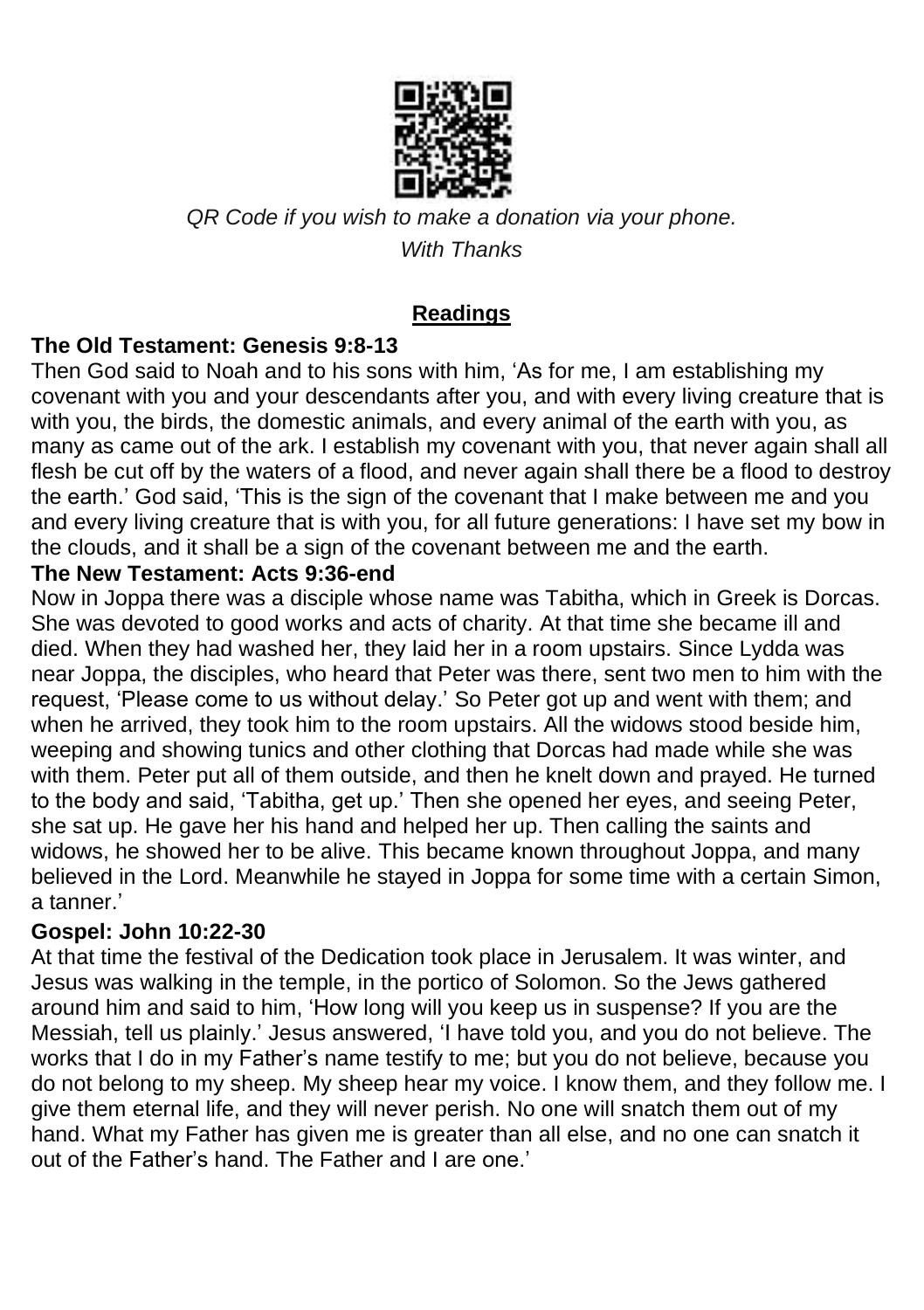*QR Code if you wish to make a donation via your phone.*

*With Thanks*

## Readings

**The Old Testament: Genesis 9:8-13**

Then God said to Noah and to his sons with him, 'As for me, I am establishing my covenant with you and your descendants after you, and with every living creature that is with you, the birds, the domestic animals, and every animal of the earth with you, as many as came out of the ark. I establish my covenant with you, that never again shall all flesh be cut off by the waters of a flood, and never again shall there be a flood to destroy the earth.' God said, 'This is the sign of the covenant that I make between me and you and every living creature that is with you, for all future generations: I have set my bow in the clouds, and it shall be a sign of the covenant between me and the earth.

**The New Testament: Acts 9:36-end**

Now in Joppa there was a disciple whose name was Tabitha, which in Greek is Dorcas. She was devoted to good works and acts of charity. At that time she became ill and died. When they had washed her, they laid her in a room upstairs. Since Lydda was near Joppa, the disciples, who heard that Peter was there, sent two men to him with the request, 'Please come to us without delay.' So Peter got up and went with them; and when he arrived, they took him to the room upstairs. All the widows stood beside him, weeping and showing tunics and other clothing that Dorcas had made while she was with them. Peter put all of them outside, and then he knelt down and prayed. He turned to the body and said, 'Tabitha, get up.' Then she opened her eyes, and seeing Peter, she sat up. He gave her his hand and helped her up. Then calling the saints and widows, he showed her to be alive. This became known throughout Joppa, and many believed in the Lord. Meanwhile he stayed in Joppa for some time with a certain Simon, a tanner.'

**Gospel: John 10:22-30**

At that time the festival of the Dedication took place in Jerusalem. It was winter, and Jesus was walking in the temple, in the portico of Solomon. So the Jews gathered around him and said to him, 'How long will you keep us in suspense? If you are the Messiah, tell us plainly.' Jesus answered, 'I have told you, and you do not believe. The works that I do in my Father's name testify to me; but you do not believe, because you do not belong to my sheep. My sheep hear my voice. I know them, and they follow me. I give them eternal life, and they will never perish. No one will snatch them out of my hand. What my Father has given me is greater than all else, and no one can snatch it out of the Father's hand. The Father and I are one.'